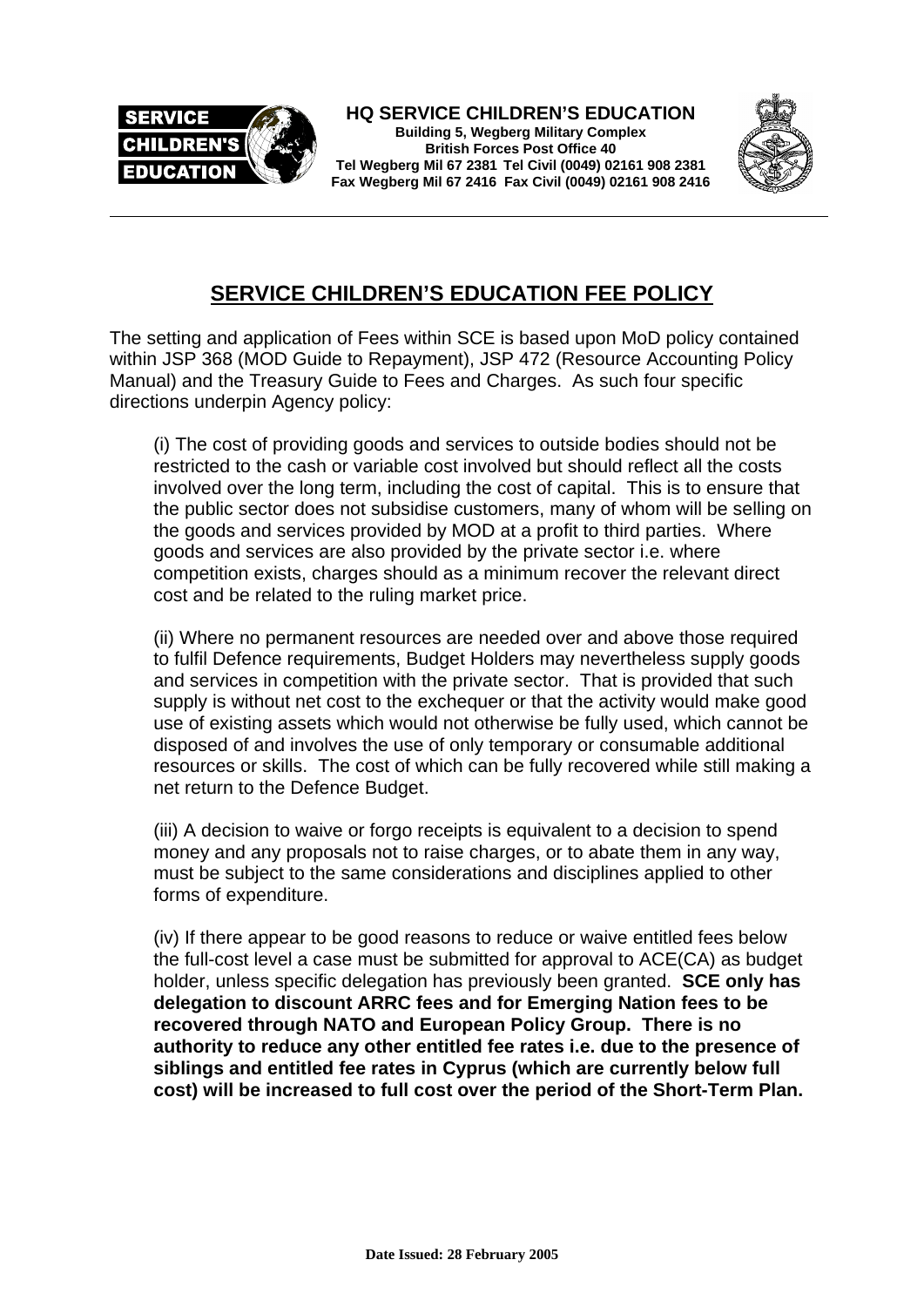HQ SERVICE CHILDREN'S EDUCATION
Building 5, Wegberg Military Complex
British Forces Post Office 40
Tel Wegberg Mil 67 2381 Tel Civil (0049) 02161 908 2381
Fax Wegberg Mil 67 2416 Fax Civil (0049) 02161 908 2416

# SERVICE CHILDREN'S EDUCATION FEE POLICY

The setting and application of Fees within SCE is based upon MoD policy contained within JSP 368 (MOD Guide to Repayment), JSP 472 (Resource Accounting Policy Manual) and the Treasury Guide to Fees and Charges. As such four specific directions underpin Agency policy:

(i) The cost of providing goods and services to outside bodies should not be restricted to the cash or variable cost involved but should reflect all the costs involved over the long term, including the cost of capital. This is to ensure that the public sector does not subsidise customers, many of whom will be selling on the goods and services provided by MOD at a profit to third parties. Where goods and services are also provided by the private sector i.e. where competition exists, charges should as a minimum recover the relevant direct cost and be related to the ruling market price.

(ii) Where no permanent resources are needed over and above those required to fulfil Defence requirements, Budget Holders may nevertheless supply goods and services in competition with the private sector. That is provided that such supply is without net cost to the exchequer or that the activity would make good use of existing assets which would not otherwise be fully used, which cannot be disposed of and involves the use of only temporary or consumable additional resources or skills. The cost of which can be fully recovered while still making a net return to the Defence Budget.

(iii) A decision to waive or forgo receipts is equivalent to a decision to spend money and any proposals not to raise charges, or to abate them in any way, must be subject to the same considerations and disciplines applied to other forms of expenditure.

(iv) If there appear to be good reasons to reduce or waive entitled fees below the full-cost level a case must be submitted for approval to ACE(CA) as budget holder, unless specific delegation has previously been granted. **SCE only has delegation to discount ARRC fees and for Emerging Nation fees to be recovered through NATO and European Policy Group. There is no authority to reduce any other entitled fee rates i.e. due to the presence of siblings and entitled fee rates in Cyprus (which are currently below full cost) will be increased to full cost over the period of the Short-Term Plan.**

**Date Issued: 28 February 2005**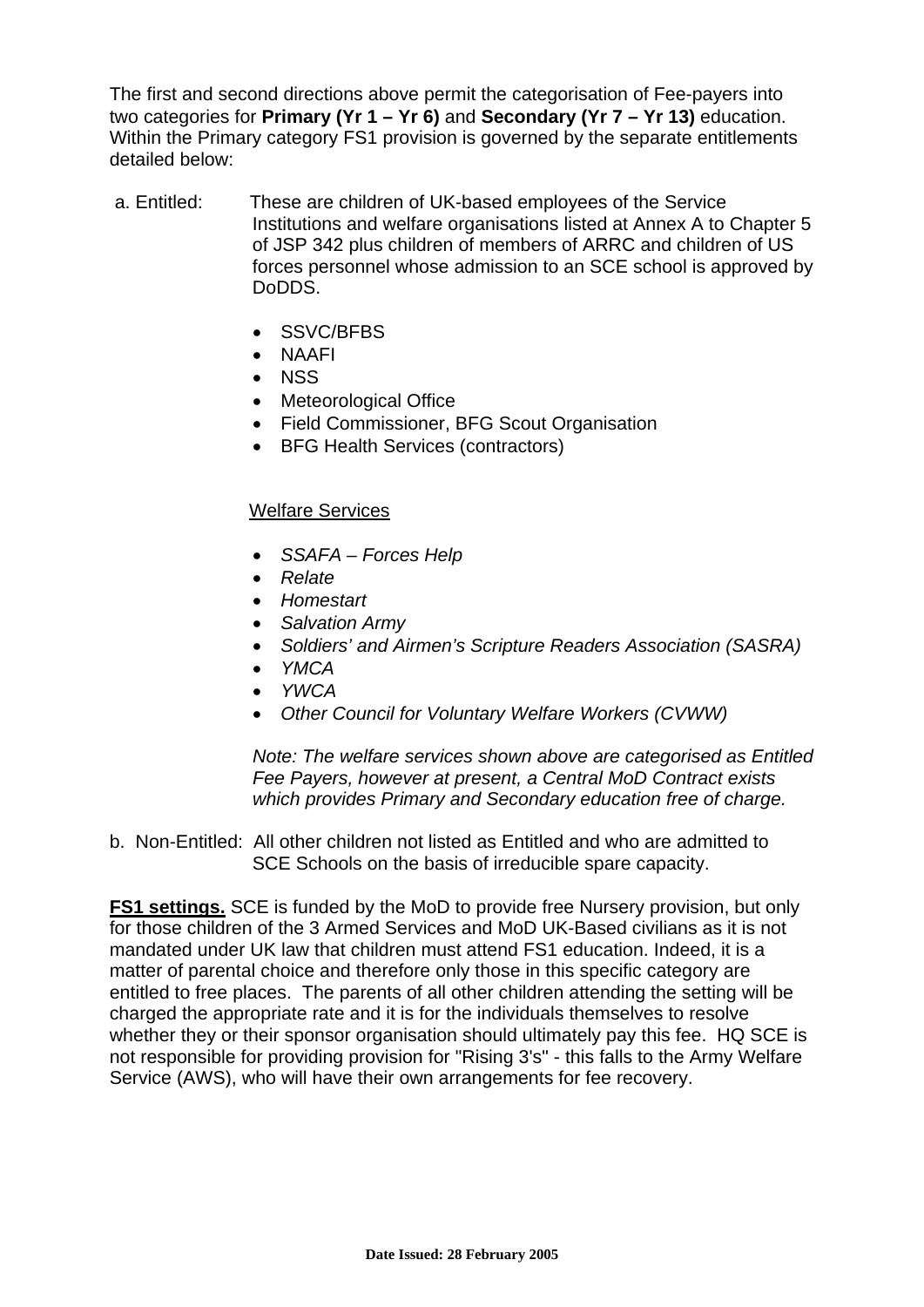The first and second directions above permit the categorisation of Fee-payers into two categories for **Primary (Yr 1 – Yr 6)** and **Secondary (Yr 7 – Yr 13)** education. Within the Primary category FS1 provision is governed by the separate entitlements detailed below:

a. Entitled: These are children of UK-based employees of the Service Institutions and welfare organisations listed at Annex A to Chapter 5 of JSP 342 plus children of members of ARRC and children of US forces personnel whose admission to an SCE school is approved by DoDDS.

- SSVC/BFBS
- NAAFI
- NSS
- Meteorological Office
- Field Commissioner, BFG Scout Organisation
- BFG Health Services (contractors)

<u>Welfare Services</u>

- *SSAFA – Forces Help*
- *Relate*
- *Homestart*
- *Salvation Army*
- *Soldiers' and Airmen's Scripture Readers Association (SASRA)*
- *YMCA*
- *YWCA*
- *Other Council for Voluntary Welfare Workers (CVWW)*

*Note: The welfare services shown above are categorised as Entitled Fee Payers, however at present, a Central MoD Contract exists which provides Primary and Secondary education free of charge.*

b. Non-Entitled: All other children not listed as Entitled and who are admitted to SCE Schools on the basis of irreducible spare capacity.

**<u>FS1 settings.</u>** SCE is funded by the MoD to provide free Nursery provision, but only for those children of the 3 Armed Services and MoD UK-Based civilians as it is not mandated under UK law that children must attend FS1 education. Indeed, it is a matter of parental choice and therefore only those in this specific category are entitled to free places. The parents of all other children attending the setting will be charged the appropriate rate and it is for the individuals themselves to resolve whether they or their sponsor organisation should ultimately pay this fee. HQ SCE is not responsible for providing provision for "Rising 3's" - this falls to the Army Welfare Service (AWS), who will have their own arrangements for fee recovery.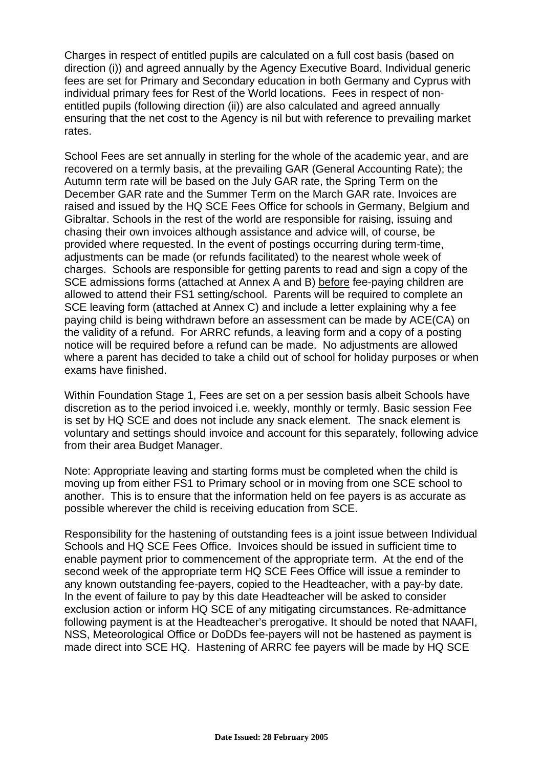Charges in respect of entitled pupils are calculated on a full cost basis (based on direction (i)) and agreed annually by the Agency Executive Board. Individual generic fees are set for Primary and Secondary education in both Germany and Cyprus with individual primary fees for Rest of the World locations. Fees in respect of non-entitled pupils (following direction (ii)) are also calculated and agreed annually ensuring that the net cost to the Agency is nil but with reference to prevailing market rates.

School Fees are set annually in sterling for the whole of the academic year, and are recovered on a termly basis, at the prevailing GAR (General Accounting Rate); the Autumn term rate will be based on the July GAR rate, the Spring Term on the December GAR rate and the Summer Term on the March GAR rate. Invoices are raised and issued by the HQ SCE Fees Office for schools in Germany, Belgium and Gibraltar. Schools in the rest of the world are responsible for raising, issuing and chasing their own invoices although assistance and advice will, of course, be provided where requested. In the event of postings occurring during term-time, adjustments can be made (or refunds facilitated) to the nearest whole week of charges. Schools are responsible for getting parents to read and sign a copy of the SCE admissions forms (attached at Annex A and B) <u>before</u> fee-paying children are allowed to attend their FS1 setting/school. Parents will be required to complete an SCE leaving form (attached at Annex C) and include a letter explaining why a fee paying child is being withdrawn before an assessment can be made by ACE(CA) on the validity of a refund. For ARRC refunds, a leaving form and a copy of a posting notice will be required before a refund can be made. No adjustments are allowed where a parent has decided to take a child out of school for holiday purposes or when exams have finished.

Within Foundation Stage 1, Fees are set on a per session basis albeit Schools have discretion as to the period invoiced i.e. weekly, monthly or termly. Basic session Fee is set by HQ SCE and does not include any snack element. The snack element is voluntary and settings should invoice and account for this separately, following advice from their area Budget Manager.

Note: Appropriate leaving and starting forms must be completed when the child is moving up from either FS1 to Primary school or in moving from one SCE school to another. This is to ensure that the information held on fee payers is as accurate as possible wherever the child is receiving education from SCE.

Responsibility for the hastening of outstanding fees is a joint issue between Individual Schools and HQ SCE Fees Office. Invoices should be issued in sufficient time to enable payment prior to commencement of the appropriate term. At the end of the second week of the appropriate term HQ SCE Fees Office will issue a reminder to any known outstanding fee-payers, copied to the Headteacher, with a pay-by date. In the event of failure to pay by this date Headteacher will be asked to consider exclusion action or inform HQ SCE of any mitigating circumstances. Re-admittance following payment is at the Headteacher's prerogative. It should be noted that NAAFI, NSS, Meteorological Office or DoDDs fee-payers will not be hastened as payment is made direct into SCE HQ. Hastening of ARRC fee payers will be made by HQ SCE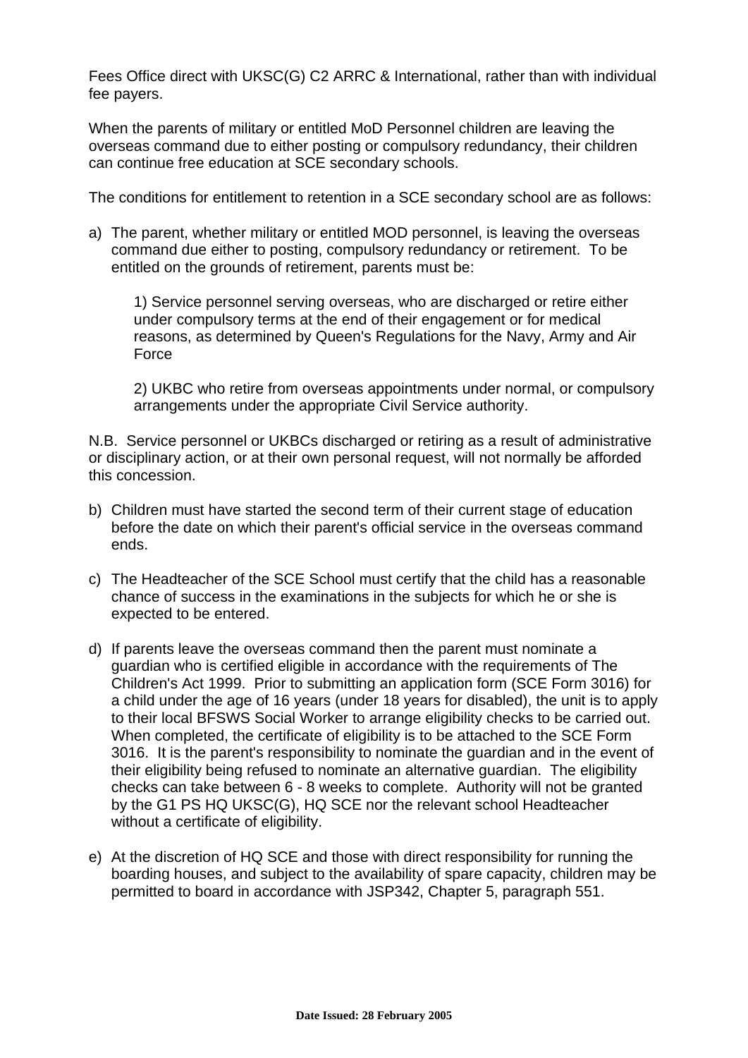Fees Office direct with UKSC(G) C2 ARRC & International, rather than with individual fee payers.

When the parents of military or entitled MoD Personnel children are leaving the overseas command due to either posting or compulsory redundancy, their children can continue free education at SCE secondary schools.

The conditions for entitlement to retention in a SCE secondary school are as follows:

a) The parent, whether military or entitled MOD personnel, is leaving the overseas command due either to posting, compulsory redundancy or retirement. To be entitled on the grounds of retirement, parents must be:

   1) Service personnel serving overseas, who are discharged or retire either under compulsory terms at the end of their engagement or for medical reasons, as determined by Queen's Regulations for the Navy, Army and Air Force

   2) UKBC who retire from overseas appointments under normal, or compulsory arrangements under the appropriate Civil Service authority.

N.B. Service personnel or UKBCs discharged or retiring as a result of administrative or disciplinary action, or at their own personal request, will not normally be afforded this concession.

b) Children must have started the second term of their current stage of education before the date on which their parent's official service in the overseas command ends.

c) The Headteacher of the SCE School must certify that the child has a reasonable chance of success in the examinations in the subjects for which he or she is expected to be entered.

d) If parents leave the overseas command then the parent must nominate a guardian who is certified eligible in accordance with the requirements of The Children's Act 1999. Prior to submitting an application form (SCE Form 3016) for a child under the age of 16 years (under 18 years for disabled), the unit is to apply to their local BFSWS Social Worker to arrange eligibility checks to be carried out. When completed, the certificate of eligibility is to be attached to the SCE Form 3016. It is the parent's responsibility to nominate the guardian and in the event of their eligibility being refused to nominate an alternative guardian. The eligibility checks can take between 6 - 8 weeks to complete. Authority will not be granted by the G1 PS HQ UKSC(G), HQ SCE nor the relevant school Headteacher without a certificate of eligibility.

e) At the discretion of HQ SCE and those with direct responsibility for running the boarding houses, and subject to the availability of spare capacity, children may be permitted to board in accordance with JSP342, Chapter 5, paragraph 551.